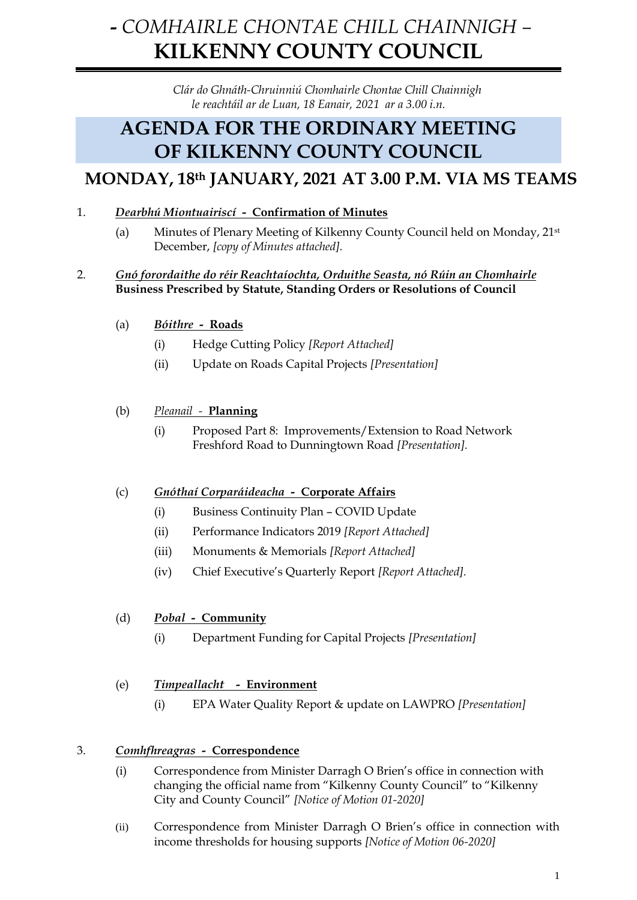# *- COMHAIRLE CHONTAE CHILL CHAINNIGH –*
# **KILKENNY COUNTY COUNCIL**

*Clár do Ghnáth-Chruinniú Chomhairle Chontae Chill Chainnigh le reachtáil ar de Luan, 18 Eanair, 2021 ar a 3.00 i.n.*

# AGENDA FOR THE ORDINARY MEETING OF KILKENNY COUNTY COUNCIL

## MONDAY, 18th JANUARY, 2021 AT 3.00 P.M. VIA MS TEAMS

1. ***Dearbhú Miontuairiscí* - Confirmation of Minutes**

   (a) Minutes of Plenary Meeting of Kilkenny County Council held on Monday, 21st December, *[copy of Minutes attached].*

2. ***Gnó forordaithe do réir Reachtaíochta, Orduithe Seasta, nó Rúin an Chomhairle***
   **Business Prescribed by Statute, Standing Orders or Resolutions of Council**

   (a) ***Bóithre* - Roads**

   - (i) Hedge Cutting Policy *[Report Attached]*
   - (ii) Update on Roads Capital Projects *[Presentation]*

   (b) *Pleanail* - **Planning**

   - (i) Proposed Part 8: Improvements/Extension to Road Network Freshford Road to Dunningtown Road *[Presentation].*

   (c) ***Gnóthaí Corparáideacha* - Corporate Affairs**

   - (i) Business Continuity Plan – COVID Update
   - (ii) Performance Indicators 2019 *[Report Attached]*
   - (iii) Monuments & Memorials *[Report Attached]*
   - (iv) Chief Executive's Quarterly Report *[Report Attached].*

   (d) ***Pobal* - Community**

   - (i) Department Funding for Capital Projects *[Presentation]*

   (e) ***Timpeallacht* - Environment**

   - (i) EPA Water Quality Report & update on LAWPRO *[Presentation]*

3. ***Comhfhreagras* - Correspondence**

   (i) Correspondence from Minister Darragh O Brien's office in connection with changing the official name from "Kilkenny County Council" to "Kilkenny City and County Council" *[Notice of Motion 01-2020]*

   (ii) Correspondence from Minister Darragh O Brien's office in connection with income thresholds for housing supports *[Notice of Motion 06-2020]*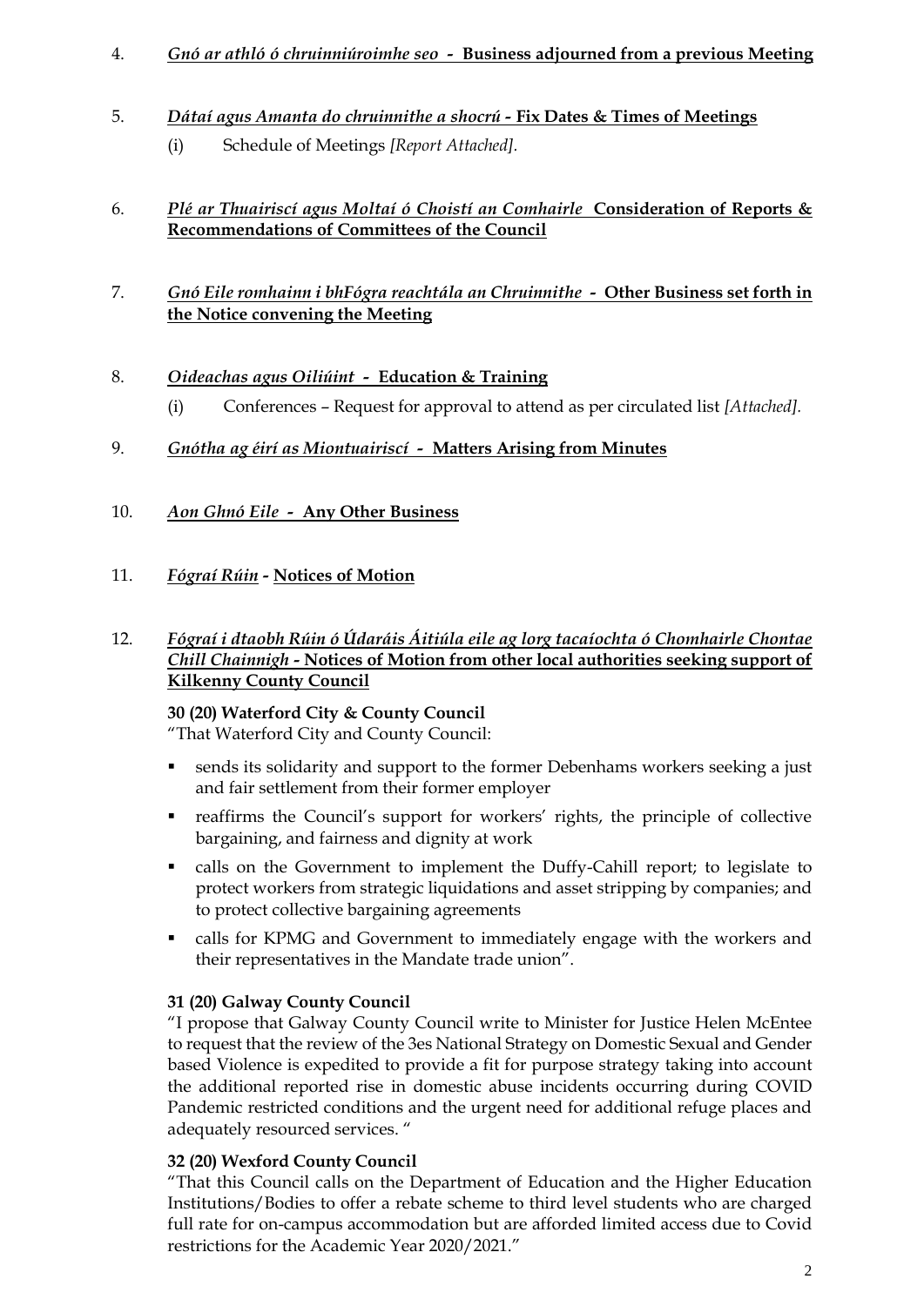4. ***Gnó ar athló ó chruinniúroimhe seo* - Business adjourned from a previous Meeting**

5. ***Dátaí agus Amanta do chruinnithe a shocrú* - Fix Dates & Times of Meetings**
   (i) Schedule of Meetings *[Report Attached].*

6. ***Plé ar Thuairiscí agus Moltaí ó Choistí an Comhairle* Consideration of Reports & Recommendations of Committees of the Council**

7. ***Gnó Eile romhainn i bhFógra reachtála an Chruinnithe* - Other Business set forth in the Notice convening the Meeting**

8. ***Oideachas agus Oiliúint* - Education & Training**
   (i) Conferences – Request for approval to attend as per circulated list *[Attached].*

9. ***Gnótha ag éirí as Miontuairiscí* - Matters Arising from Minutes**

10. ***Aon Ghnó Eile* - Any Other Business**

11. ***Fógraí Rúin* - Notices of Motion**

12. ***Fógraí i dtaobh Rúin ó Údaráis Áitiúla eile ag lorg tacaíochta ó Chomhairle Chontae Chill Chainnigh* - Notices of Motion from other local authorities seeking support of Kilkenny County Council**

**30 (20) Waterford City & County Council**
"That Waterford City and County Council:

- sends its solidarity and support to the former Debenhams workers seeking a just and fair settlement from their former employer
- reaffirms the Council's support for workers' rights, the principle of collective bargaining, and fairness and dignity at work
- calls on the Government to implement the Duffy-Cahill report; to legislate to protect workers from strategic liquidations and asset stripping by companies; and to protect collective bargaining agreements
- calls for KPMG and Government to immediately engage with the workers and their representatives in the Mandate trade union".

**31 (20) Galway County Council**
"I propose that Galway County Council write to Minister for Justice Helen McEntee to request that the review of the 3es National Strategy on Domestic Sexual and Gender based Violence is expedited to provide a fit for purpose strategy taking into account the additional reported rise in domestic abuse incidents occurring during COVID Pandemic restricted conditions and the urgent need for additional refuge places and adequately resourced services. "

**32 (20) Wexford County Council**
"That this Council calls on the Department of Education and the Higher Education Institutions/Bodies to offer a rebate scheme to third level students who are charged full rate for on-campus accommodation but are afforded limited access due to Covid restrictions for the Academic Year 2020/2021."